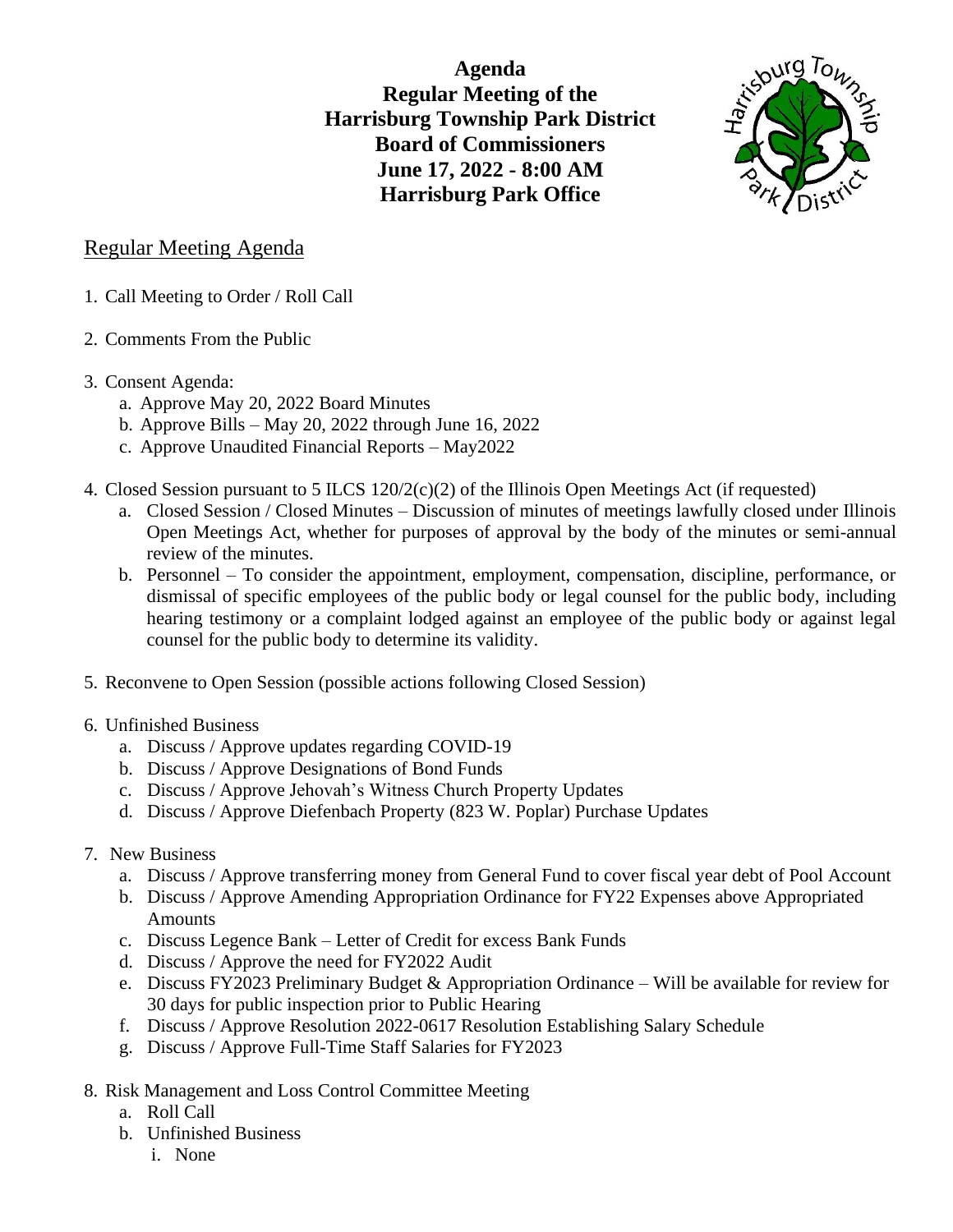**Agenda**
**Regular Meeting of the**
**Harrisburg Township Park District**
**Board of Commissioners**
**June 17, 2022 - 8:00 AM**
**Harrisburg Park Office**

## Regular Meeting Agenda

1. Call Meeting to Order / Roll Call

2. Comments From the Public

3. Consent Agenda:
   a. Approve May 20, 2022 Board Minutes
   b. Approve Bills – May 20, 2022 through June 16, 2022
   c. Approve Unaudited Financial Reports – May2022

4. Closed Session pursuant to 5 ILCS 120/2(c)(2) of the Illinois Open Meetings Act (if requested)
   a. Closed Session / Closed Minutes – Discussion of minutes of meetings lawfully closed under Illinois Open Meetings Act, whether for purposes of approval by the body of the minutes or semi-annual review of the minutes.
   b. Personnel – To consider the appointment, employment, compensation, discipline, performance, or dismissal of specific employees of the public body or legal counsel for the public body, including hearing testimony or a complaint lodged against an employee of the public body or against legal counsel for the public body to determine its validity.

5. Reconvene to Open Session (possible actions following Closed Session)

6. Unfinished Business
   a. Discuss / Approve updates regarding COVID-19
   b. Discuss / Approve Designations of Bond Funds
   c. Discuss / Approve Jehovah's Witness Church Property Updates
   d. Discuss / Approve Diefenbach Property (823 W. Poplar) Purchase Updates

7. New Business
   a. Discuss / Approve transferring money from General Fund to cover fiscal year debt of Pool Account
   b. Discuss / Approve Amending Appropriation Ordinance for FY22 Expenses above Appropriated Amounts
   c. Discuss Legence Bank – Letter of Credit for excess Bank Funds
   d. Discuss / Approve the need for FY2022 Audit
   e. Discuss FY2023 Preliminary Budget & Appropriation Ordinance – Will be available for review for 30 days for public inspection prior to Public Hearing
   f. Discuss / Approve Resolution 2022-0617 Resolution Establishing Salary Schedule
   g. Discuss / Approve Full-Time Staff Salaries for FY2023

8. Risk Management and Loss Control Committee Meeting
   a. Roll Call
   b. Unfinished Business
      i. None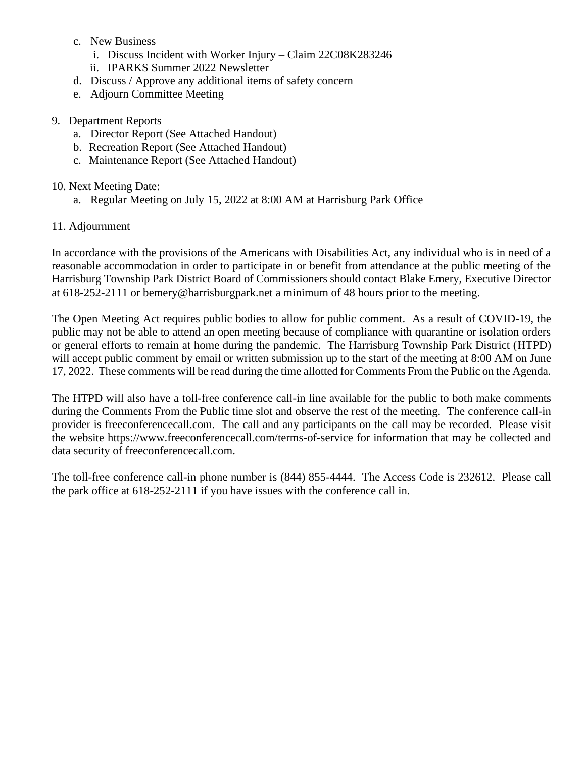c. New Business
   i. Discuss Incident with Worker Injury – Claim 22C08K283246
   ii. IPARKS Summer 2022 Newsletter

d. Discuss / Approve any additional items of safety concern

e. Adjourn Committee Meeting

9. Department Reports
   a. Director Report (See Attached Handout)
   b. Recreation Report (See Attached Handout)
   c. Maintenance Report (See Attached Handout)

10. Next Meeting Date:
    a. Regular Meeting on July 15, 2022 at 8:00 AM at Harrisburg Park Office

11. Adjournment

In accordance with the provisions of the Americans with Disabilities Act, any individual who is in need of a reasonable accommodation in order to participate in or benefit from attendance at the public meeting of the Harrisburg Township Park District Board of Commissioners should contact Blake Emery, Executive Director at 618-252-2111 or bemery@harrisburgpark.net a minimum of 48 hours prior to the meeting.

The Open Meeting Act requires public bodies to allow for public comment. As a result of COVID-19, the public may not be able to attend an open meeting because of compliance with quarantine or isolation orders or general efforts to remain at home during the pandemic. The Harrisburg Township Park District (HTPD) will accept public comment by email or written submission up to the start of the meeting at 8:00 AM on June 17, 2022. These comments will be read during the time allotted for Comments From the Public on the Agenda.

The HTPD will also have a toll-free conference call-in line available for the public to both make comments during the Comments From the Public time slot and observe the rest of the meeting. The conference call-in provider is freeconferencecall.com. The call and any participants on the call may be recorded. Please visit the website https://www.freeconferencecall.com/terms-of-service for information that may be collected and data security of freeconferencecall.com.

The toll-free conference call-in phone number is (844) 855-4444. The Access Code is 232612. Please call the park office at 618-252-2111 if you have issues with the conference call in.